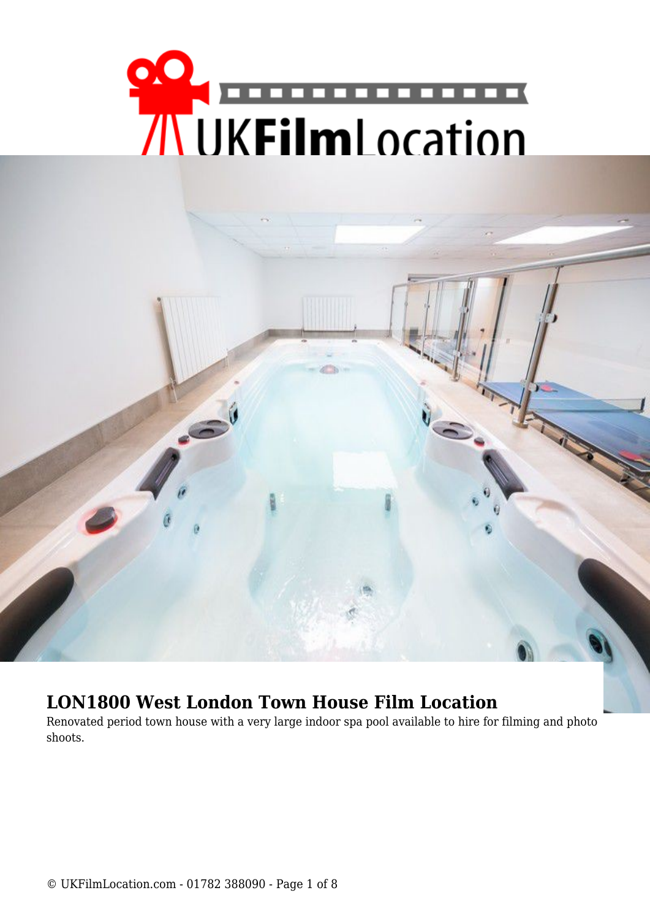# LON1800 West London Town House Film Location

Renovated period town house with a very large indoor spa pool available to hire for filming and photo shoots.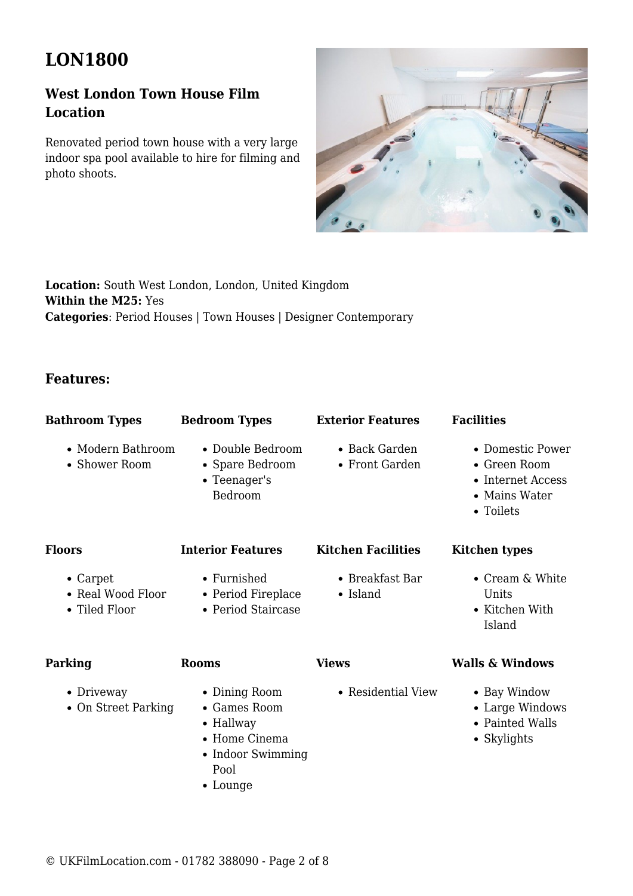# LON1800

## West London Town House Film Location

Renovated period town house with a very large indoor spa pool available to hire for filming and photo shoots.

**Location:** South West London, London, United Kingdom
**Within the M25:** Yes
**Categories**: Period Houses | Town Houses | Designer Contemporary

### Features:

**Bathroom Types**

- Modern Bathroom
- Shower Room

**Bedroom Types**

- Double Bedroom
- Spare Bedroom
- Teenager's Bedroom

**Exterior Features**

- Back Garden
- Front Garden

**Facilities**

- Domestic Power
- Green Room
- Internet Access
- Mains Water
- Toilets

**Floors**

- Carpet
- Real Wood Floor
- Tiled Floor

**Interior Features**

- Furnished
- Period Fireplace
- Period Staircase

**Kitchen Facilities**

- Breakfast Bar
- Island

**Kitchen types**

- Cream & White Units
- Kitchen With Island

**Parking**

- Driveway
- On Street Parking

**Rooms**

- Dining Room
- Games Room
- Hallway
- Home Cinema
- Indoor Swimming Pool
- Lounge

**Views**

- Residential View

**Walls & Windows**

- Bay Window
- Large Windows
- Painted Walls
- Skylights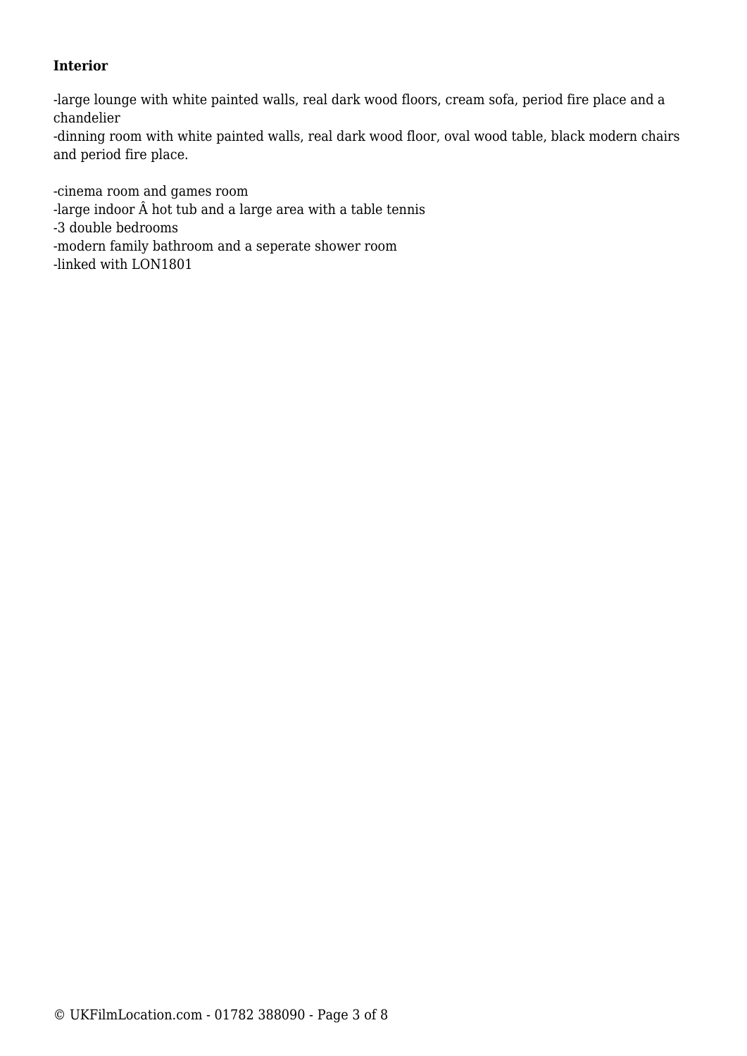**Interior**

-large lounge with white painted walls, real dark wood floors, cream sofa, period fire place and a chandelier
-dinning room with white painted walls, real dark wood floor, oval wood table, black modern chairs and period fire place.

-cinema room and games room
-large indoor Â hot tub and a large area with a table tennis
-3 double bedrooms
-modern family bathroom and a seperate shower room
-linked with LON1801